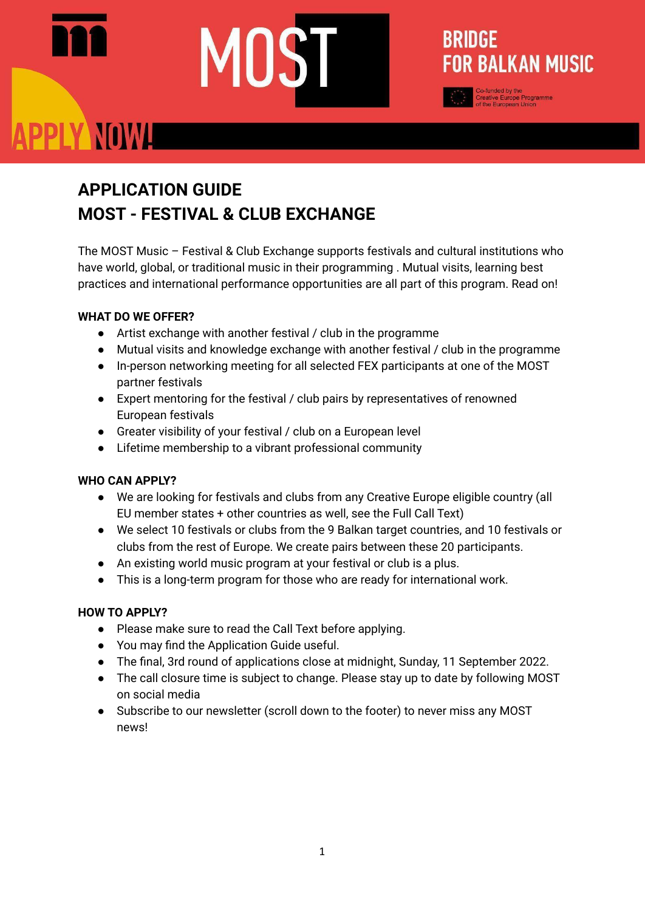MOST

BRIDGE FOR BALKAN MUSIC

Co-funded by the Creative Europe Programme of the European Union

APPLY NOW!

# APPLICATION GUIDE
# MOST - FESTIVAL & CLUB EXCHANGE

The MOST Music – Festival & Club Exchange supports festivals and cultural institutions who have world, global, or traditional music in their programming . Mutual visits, learning best practices and international performance opportunities are all part of this program. Read on!

**WHAT DO WE OFFER?**

- Artist exchange with another festival / club in the programme
- Mutual visits and knowledge exchange with another festival / club in the programme
- In-person networking meeting for all selected FEX participants at one of the MOST partner festivals
- Expert mentoring for the festival / club pairs by representatives of renowned European festivals
- Greater visibility of your festival / club on a European level
- Lifetime membership to a vibrant professional community

**WHO CAN APPLY?**

- We are looking for festivals and clubs from any Creative Europe eligible country (all EU member states + other countries as well, see the Full Call Text)
- We select 10 festivals or clubs from the 9 Balkan target countries, and 10 festivals or clubs from the rest of Europe. We create pairs between these 20 participants.
- An existing world music program at your festival or club is a plus.
- This is a long-term program for those who are ready for international work.

**HOW TO APPLY?**

- Please make sure to read the Call Text before applying.
- You may find the Application Guide useful.
- The final, 3rd round of applications close at midnight, Sunday, 11 September 2022.
- The call closure time is subject to change. Please stay up to date by following MOST on social media
- Subscribe to our newsletter (scroll down to the footer) to never miss any MOST news!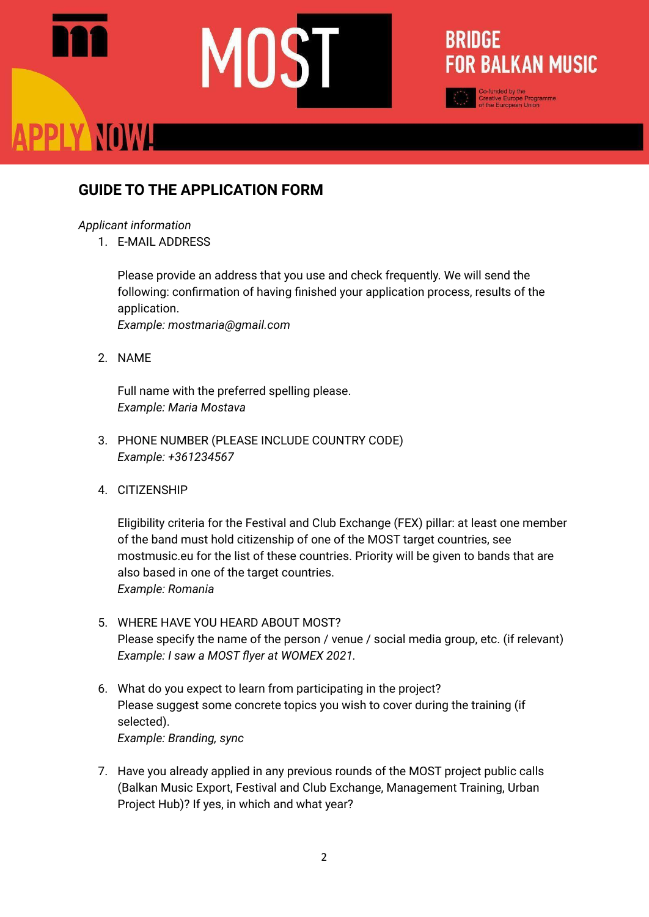## GUIDE TO THE APPLICATION FORM

*Applicant information*

1. E-MAIL ADDRESS

   Please provide an address that you use and check frequently. We will send the following: confirmation of having finished your application process, results of the application.
   *Example: mostmaria@gmail.com*

2. NAME

   Full name with the preferred spelling please.
   *Example: Maria Mostava*

3. PHONE NUMBER (PLEASE INCLUDE COUNTRY CODE)
   *Example: +361234567*

4. CITIZENSHIP

   Eligibility criteria for the Festival and Club Exchange (FEX) pillar: at least one member of the band must hold citizenship of one of the MOST target countries, see mostmusic.eu for the list of these countries. Priority will be given to bands that are also based in one of the target countries.
   *Example: Romania*

5. WHERE HAVE YOU HEARD ABOUT MOST?
   Please specify the name of the person / venue / social media group, etc. (if relevant)
   *Example: I saw a MOST flyer at WOMEX 2021.*

6. What do you expect to learn from participating in the project?
   Please suggest some concrete topics you wish to cover during the training (if selected).
   *Example: Branding, sync*

7. Have you already applied in any previous rounds of the MOST project public calls (Balkan Music Export, Festival and Club Exchange, Management Training, Urban Project Hub)? If yes, in which and what year?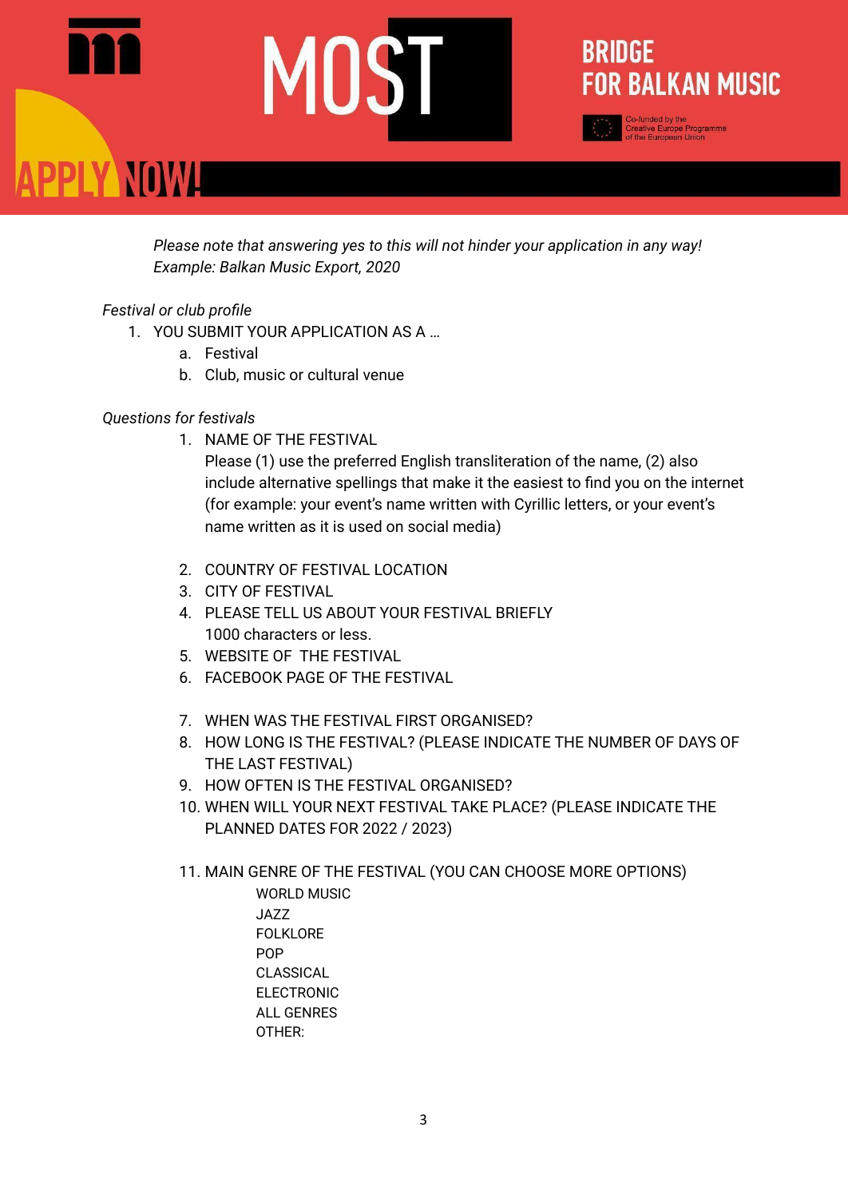*Please note that answering yes to this will not hinder your application in any way!*
*Example: Balkan Music Export, 2020*

*Festival or club profile*

1. YOU SUBMIT YOUR APPLICATION AS A …
   a. Festival
   b. Club, music or cultural venue

*Questions for festivals*

1. NAME OF THE FESTIVAL
   Please (1) use the preferred English transliteration of the name, (2) also include alternative spellings that make it the easiest to find you on the internet (for example: your event's name written with Cyrillic letters, or your event's name written as it is used on social media)

2. COUNTRY OF FESTIVAL LOCATION
3. CITY OF FESTIVAL
4. PLEASE TELL US ABOUT YOUR FESTIVAL BRIEFLY
   1000 characters or less.
5. WEBSITE OF THE FESTIVAL
6. FACEBOOK PAGE OF THE FESTIVAL

7. WHEN WAS THE FESTIVAL FIRST ORGANISED?
8. HOW LONG IS THE FESTIVAL? (PLEASE INDICATE THE NUMBER OF DAYS OF THE LAST FESTIVAL)
9. HOW OFTEN IS THE FESTIVAL ORGANISED?
10. WHEN WILL YOUR NEXT FESTIVAL TAKE PLACE? (PLEASE INDICATE THE PLANNED DATES FOR 2022 / 2023)

11. MAIN GENRE OF THE FESTIVAL (YOU CAN CHOOSE MORE OPTIONS)
    WORLD MUSIC
    JAZZ
    FOLKLORE
    POP
    CLASSICAL
    ELECTRONIC
    ALL GENRES
    OTHER: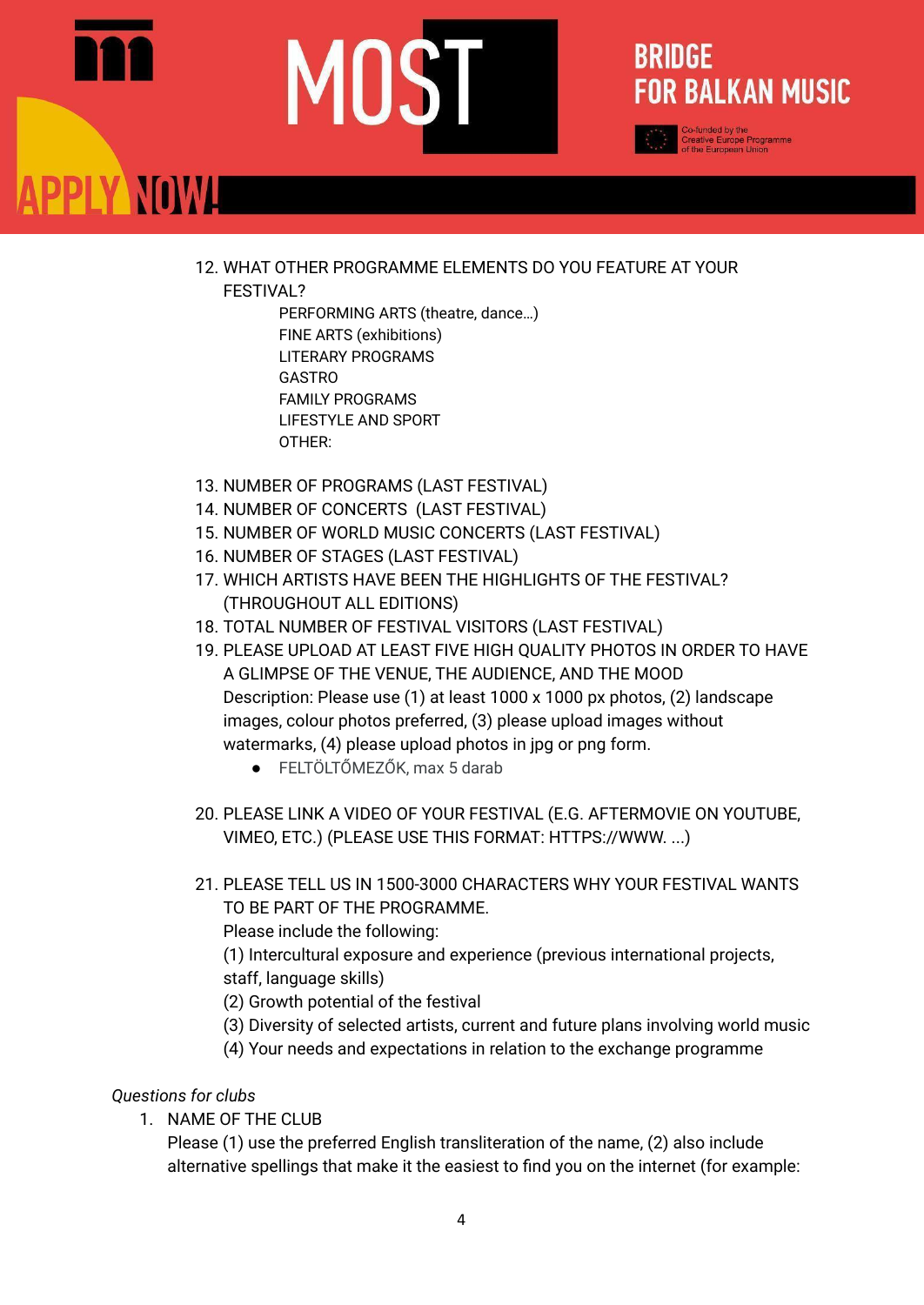12. WHAT OTHER PROGRAMME ELEMENTS DO YOU FEATURE AT YOUR FESTIVAL?
    - PERFORMING ARTS (theatre, dance…)
    - FINE ARTS (exhibitions)
    - LITERARY PROGRAMS
    - GASTRO
    - FAMILY PROGRAMS
    - LIFESTYLE AND SPORT
    - OTHER:

13. NUMBER OF PROGRAMS (LAST FESTIVAL)
14. NUMBER OF CONCERTS (LAST FESTIVAL)
15. NUMBER OF WORLD MUSIC CONCERTS (LAST FESTIVAL)
16. NUMBER OF STAGES (LAST FESTIVAL)
17. WHICH ARTISTS HAVE BEEN THE HIGHLIGHTS OF THE FESTIVAL? (THROUGHOUT ALL EDITIONS)
18. TOTAL NUMBER OF FESTIVAL VISITORS (LAST FESTIVAL)
19. PLEASE UPLOAD AT LEAST FIVE HIGH QUALITY PHOTOS IN ORDER TO HAVE A GLIMPSE OF THE VENUE, THE AUDIENCE, AND THE MOOD
    Description: Please use (1) at least 1000 x 1000 px photos, (2) landscape images, colour photos preferred, (3) please upload images without watermarks, (4) please upload photos in jpg or png form.
    - FELTÖLTŐMEZŐK, max 5 darab

20. PLEASE LINK A VIDEO OF YOUR FESTIVAL (E.G. AFTERMOVIE ON YOUTUBE, VIMEO, ETC.) (PLEASE USE THIS FORMAT: HTTPS://WWW. ...)

21. PLEASE TELL US IN 1500-3000 CHARACTERS WHY YOUR FESTIVAL WANTS TO BE PART OF THE PROGRAMME.
    Please include the following:
    (1) Intercultural exposure and experience (previous international projects, staff, language skills)
    (2) Growth potential of the festival
    (3) Diversity of selected artists, current and future plans involving world music
    (4) Your needs and expectations in relation to the exchange programme

*Questions for clubs*

1. NAME OF THE CLUB
   Please (1) use the preferred English transliteration of the name, (2) also include alternative spellings that make it the easiest to find you on the internet (for example: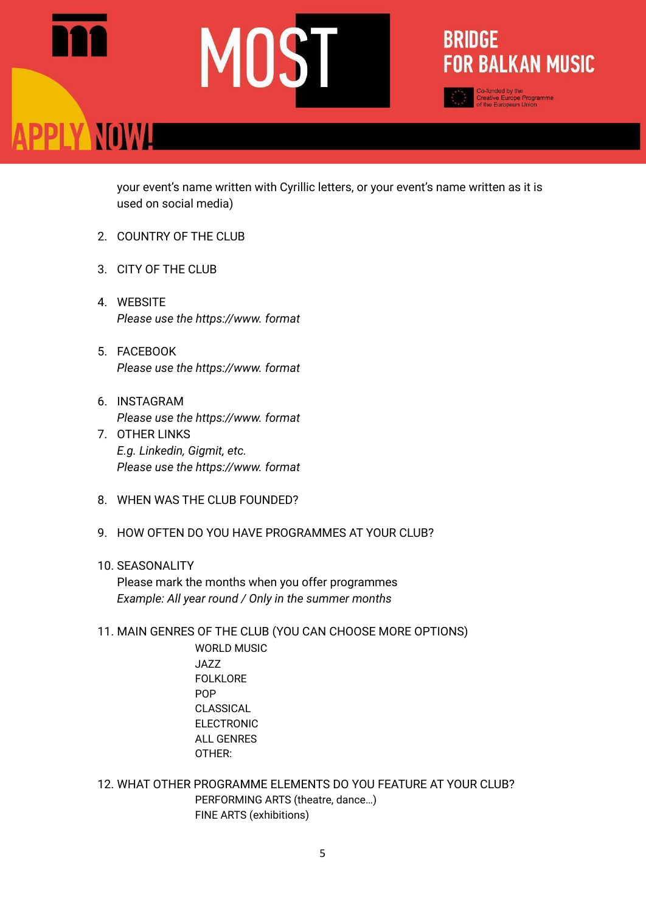your event's name written with Cyrillic letters, or your event's name written as it is used on social media)

2. COUNTRY OF THE CLUB

3. CITY OF THE CLUB

4. WEBSITE
   *Please use the https://www. format*

5. FACEBOOK
   *Please use the https://www. format*

6. INSTAGRAM
   *Please use the https://www. format*
7. OTHER LINKS
   *E.g. Linkedin, Gigmit, etc.*
   *Please use the https://www. format*

8. WHEN WAS THE CLUB FOUNDED?

9. HOW OFTEN DO YOU HAVE PROGRAMMES AT YOUR CLUB?

10. SEASONALITY
    Please mark the months when you offer programmes
    *Example: All year round / Only in the summer months*

11. MAIN GENRES OF THE CLUB (YOU CAN CHOOSE MORE OPTIONS)
    - WORLD MUSIC
    - JAZZ
    - FOLKLORE
    - POP
    - CLASSICAL
    - ELECTRONIC
    - ALL GENRES
    - OTHER:

12. WHAT OTHER PROGRAMME ELEMENTS DO YOU FEATURE AT YOUR CLUB?
    - PERFORMING ARTS (theatre, dance…)
    - FINE ARTS (exhibitions)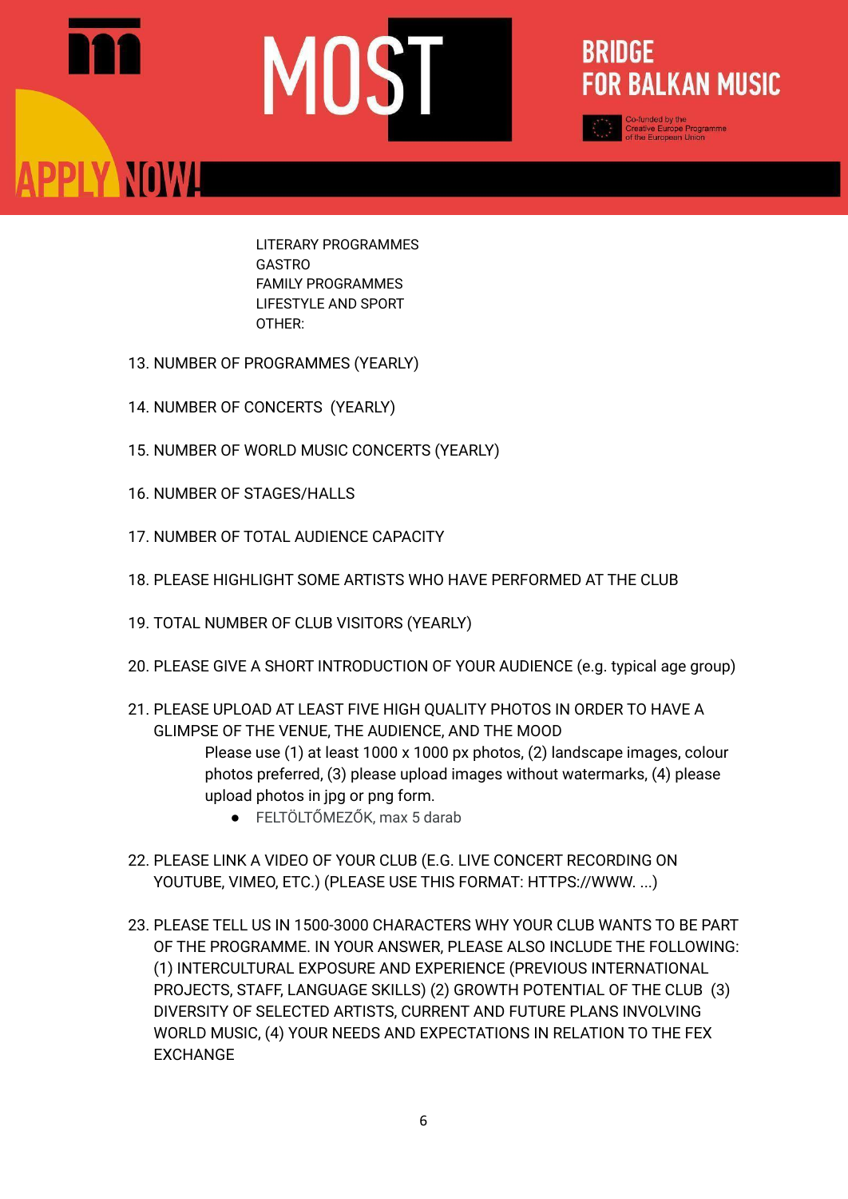LITERARY PROGRAMMES
GASTRO
FAMILY PROGRAMMES
LIFESTYLE AND SPORT
OTHER:

13. NUMBER OF PROGRAMMES (YEARLY)

14. NUMBER OF CONCERTS (YEARLY)

15. NUMBER OF WORLD MUSIC CONCERTS (YEARLY)

16. NUMBER OF STAGES/HALLS

17. NUMBER OF TOTAL AUDIENCE CAPACITY

18. PLEASE HIGHLIGHT SOME ARTISTS WHO HAVE PERFORMED AT THE CLUB

19. TOTAL NUMBER OF CLUB VISITORS (YEARLY)

20. PLEASE GIVE A SHORT INTRODUCTION OF YOUR AUDIENCE (e.g. typical age group)

21. PLEASE UPLOAD AT LEAST FIVE HIGH QUALITY PHOTOS IN ORDER TO HAVE A GLIMPSE OF THE VENUE, THE AUDIENCE, AND THE MOOD

    Please use (1) at least 1000 x 1000 px photos, (2) landscape images, colour photos preferred, (3) please upload images without watermarks, (4) please upload photos in jpg or png form.

    - FELTÖLTŐMEZŐK, max 5 darab

22. PLEASE LINK A VIDEO OF YOUR CLUB (E.G. LIVE CONCERT RECORDING ON YOUTUBE, VIMEO, ETC.) (PLEASE USE THIS FORMAT: HTTPS://WWW. ...)

23. PLEASE TELL US IN 1500-3000 CHARACTERS WHY YOUR CLUB WANTS TO BE PART OF THE PROGRAMME. IN YOUR ANSWER, PLEASE ALSO INCLUDE THE FOLLOWING: (1) INTERCULTURAL EXPOSURE AND EXPERIENCE (PREVIOUS INTERNATIONAL PROJECTS, STAFF, LANGUAGE SKILLS) (2) GROWTH POTENTIAL OF THE CLUB (3) DIVERSITY OF SELECTED ARTISTS, CURRENT AND FUTURE PLANS INVOLVING WORLD MUSIC, (4) YOUR NEEDS AND EXPECTATIONS IN RELATION TO THE FEX EXCHANGE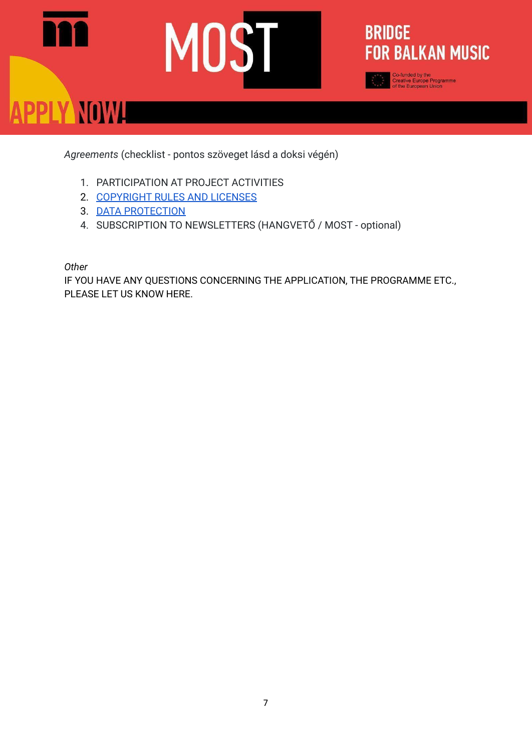*Agreements* (checklist - pontos szöveget lásd a doksi végén)

1. PARTICIPATION AT PROJECT ACTIVITIES
2. COPYRIGHT RULES AND LICENSES
3. DATA PROTECTION
4. SUBSCRIPTION TO NEWSLETTERS (HANGVETŐ / MOST - optional)

*Other*

IF YOU HAVE ANY QUESTIONS CONCERNING THE APPLICATION, THE PROGRAMME ETC., PLEASE LET US KNOW HERE.